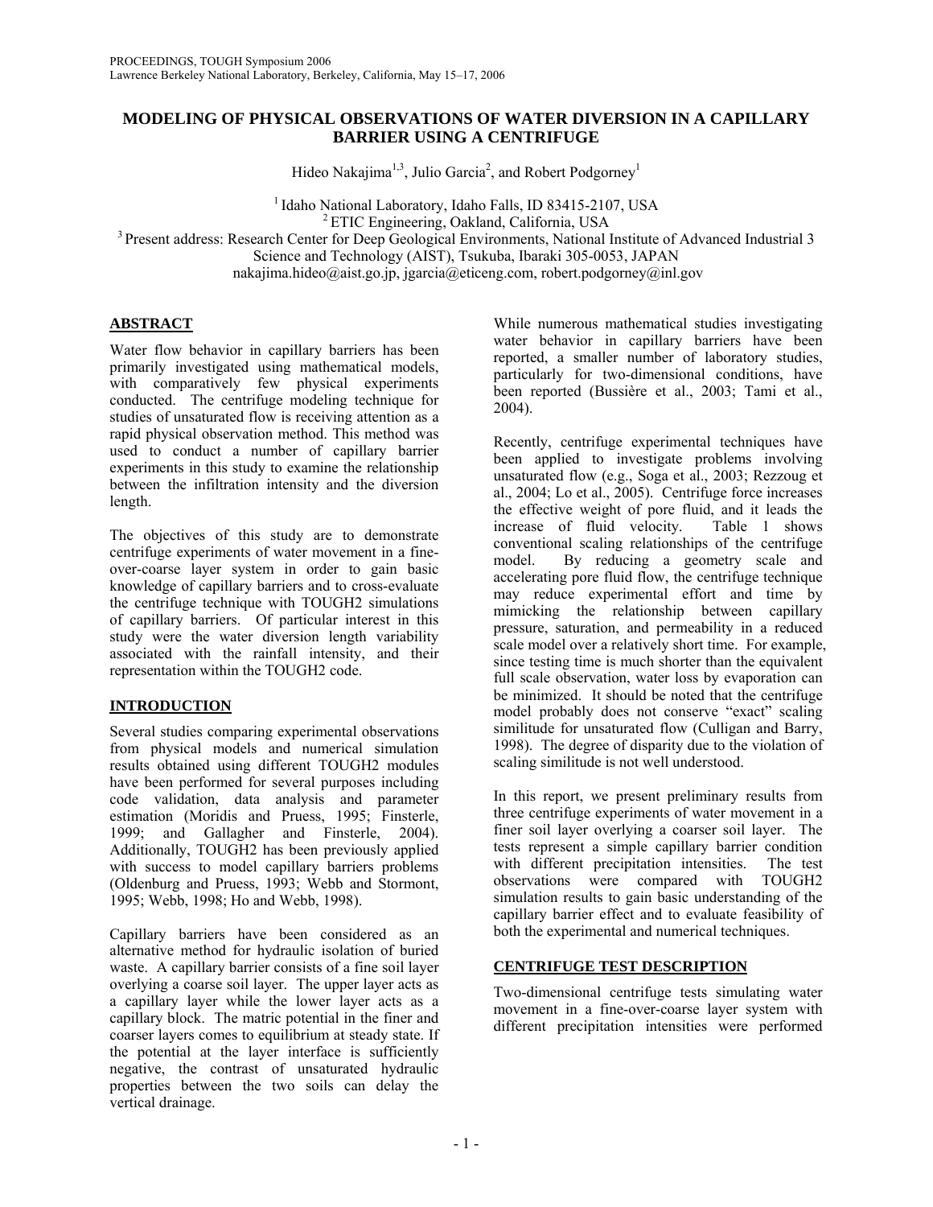# MODELING OF PHYSICAL OBSERVATIONS OF WATER DIVERSION IN A CAPILLARY BARRIER USING A CENTRIFUGE

Hideo Nakajima[1,3], Julio Garcia[2], and Robert Podgorney[1]

[1] Idaho National Laboratory, Idaho Falls, ID 83415-2107, USA
[2] ETIC Engineering, Oakland, California, USA
[3] Present address: Research Center for Deep Geological Environments, National Institute of Advanced Industrial 3 Science and Technology (AIST), Tsukuba, Ibaraki 305-0053, JAPAN
nakajima.hideo@aist.go.jp, jgarcia@eticeng.com, robert.podgorney@inl.gov

## ABSTRACT

Water flow behavior in capillary barriers has been primarily investigated using mathematical models, with comparatively few physical experiments conducted. The centrifuge modeling technique for studies of unsaturated flow is receiving attention as a rapid physical observation method. This method was used to conduct a number of capillary barrier experiments in this study to examine the relationship between the infiltration intensity and the diversion length.

The objectives of this study are to demonstrate centrifuge experiments of water movement in a fine-over-coarse layer system in order to gain basic knowledge of capillary barriers and to cross-evaluate the centrifuge technique with TOUGH2 simulations of capillary barriers. Of particular interest in this study were the water diversion length variability associated with the rainfall intensity, and their representation within the TOUGH2 code.

## INTRODUCTION

Several studies comparing experimental observations from physical models and numerical simulation results obtained using different TOUGH2 modules have been performed for several purposes including code validation, data analysis and parameter estimation (Moridis and Pruess, 1995; Finsterle, 1999; and Gallagher and Finsterle, 2004). Additionally, TOUGH2 has been previously applied with success to model capillary barriers problems (Oldenburg and Pruess, 1993; Webb and Stormont, 1995; Webb, 1998; Ho and Webb, 1998).

Capillary barriers have been considered as an alternative method for hydraulic isolation of buried waste. A capillary barrier consists of a fine soil layer overlying a coarse soil layer. The upper layer acts as a capillary layer while the lower layer acts as a capillary block. The matric potential in the finer and coarser layers comes to equilibrium at steady state. If the potential at the layer interface is sufficiently negative, the contrast of unsaturated hydraulic properties between the two soils can delay the vertical drainage.

While numerous mathematical studies investigating water behavior in capillary barriers have been reported, a smaller number of laboratory studies, particularly for two-dimensional conditions, have been reported (Bussière et al., 2003; Tami et al., 2004).

Recently, centrifuge experimental techniques have been applied to investigate problems involving unsaturated flow (e.g., Soga et al., 2003; Rezzoug et al., 2004; Lo et al., 2005). Centrifuge force increases the effective weight of pore fluid, and it leads the increase of fluid velocity. Table 1 shows conventional scaling relationships of the centrifuge model. By reducing a geometry scale and accelerating pore fluid flow, the centrifuge technique may reduce experimental effort and time by mimicking the relationship between capillary pressure, saturation, and permeability in a reduced scale model over a relatively short time. For example, since testing time is much shorter than the equivalent full scale observation, water loss by evaporation can be minimized. It should be noted that the centrifuge model probably does not conserve "exact" scaling similitude for unsaturated flow (Culligan and Barry, 1998). The degree of disparity due to the violation of scaling similitude is not well understood.

In this report, we present preliminary results from three centrifuge experiments of water movement in a finer soil layer overlying a coarser soil layer. The tests represent a simple capillary barrier condition with different precipitation intensities. The test observations were compared with TOUGH2 simulation results to gain basic understanding of the capillary barrier effect and to evaluate feasibility of both the experimental and numerical techniques.

## CENTRIFUGE TEST DESCRIPTION

Two-dimensional centrifuge tests simulating water movement in a fine-over-coarse layer system with different precipitation intensities were performed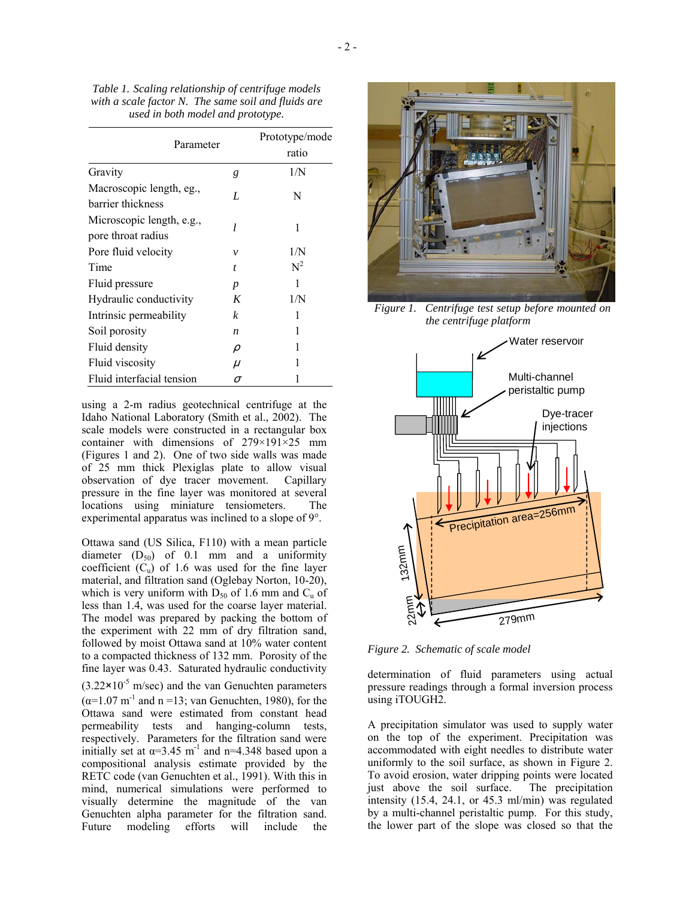*Table 1. Scaling relationship of centrifuge models with a scale factor N. The same soil and fluids are used in both model and prototype.*

| Parameter | | Prototype/model ratio |
|---|---|---|
| Gravity | $g$ | 1/N |
| Macroscopic length, eg., barrier thickness | $L$ | N |
| Microscopic length, e.g., pore throat radius | $l$ | 1 |
| Pore fluid velocity | $v$ | 1/N |
| Time | $t$ | $N^2$ |
| Fluid pressure | $p$ | 1 |
| Hydraulic conductivity | $K$ | 1/N |
| Intrinsic permeability | $k$ | 1 |
| Soil porosity | $n$ | 1 |
| Fluid density | $\rho$ | 1 |
| Fluid viscosity | $\mu$ | 1 |
| Fluid interfacial tension | $\sigma$ | 1 |

using a 2-m radius geotechnical centrifuge at the Idaho National Laboratory (Smith et al., 2002). The scale models were constructed in a rectangular box container with dimensions of 279×191×25 mm (Figures 1 and 2). One of two side walls was made of 25 mm thick Plexiglas plate to allow visual observation of dye tracer movement. Capillary pressure in the fine layer was monitored at several locations using miniature tensiometers. The experimental apparatus was inclined to a slope of 9°.

Ottawa sand (US Silica, F110) with a mean particle diameter ($D_{50}$) of 0.1 mm and a uniformity coefficient ($C_u$) of 1.6 was used for the fine layer material, and filtration sand (Oglebay Norton, 10-20), which is very uniform with $D_{50}$ of 1.6 mm and $C_u$ of less than 1.4, was used for the coarse layer material. The model was prepared by packing the bottom of the experiment with 22 mm of dry filtration sand, followed by moist Ottawa sand at 10% water content to a compacted thickness of 132 mm. Porosity of the fine layer was 0.43. Saturated hydraulic conductivity ($3.22\times10^{-5}$ m/sec) and the van Genuchten parameters ($\alpha$=1.07 $m^{-1}$ and n =13; van Genuchten, 1980), for the Ottawa sand were estimated from constant head permeability tests and hanging-column tests, respectively. Parameters for the filtration sand were initially set at $\alpha$=3.45 $m^{-1}$ and n=4.348 based upon a compositional analysis estimate provided by the RETC code (van Genuchten et al., 1991). With this in mind, numerical simulations were performed to visually determine the magnitude of the van Genuchten alpha parameter for the filtration sand. Future modeling efforts will include the determination of fluid parameters using actual pressure readings through a formal inversion process using iTOUGH2.

*Figure 1. Centrifuge test setup before mounted on the centrifuge platform*

*Figure 2. Schematic of scale model*

A precipitation simulator was used to supply water on the top of the experiment. Precipitation was accommodated with eight needles to distribute water uniformly to the soil surface, as shown in Figure 2. To avoid erosion, water dripping points were located just above the soil surface. The precipitation intensity (15.4, 24.1, or 45.3 ml/min) was regulated by a multi-channel peristaltic pump. For this study, the lower part of the slope was closed so that the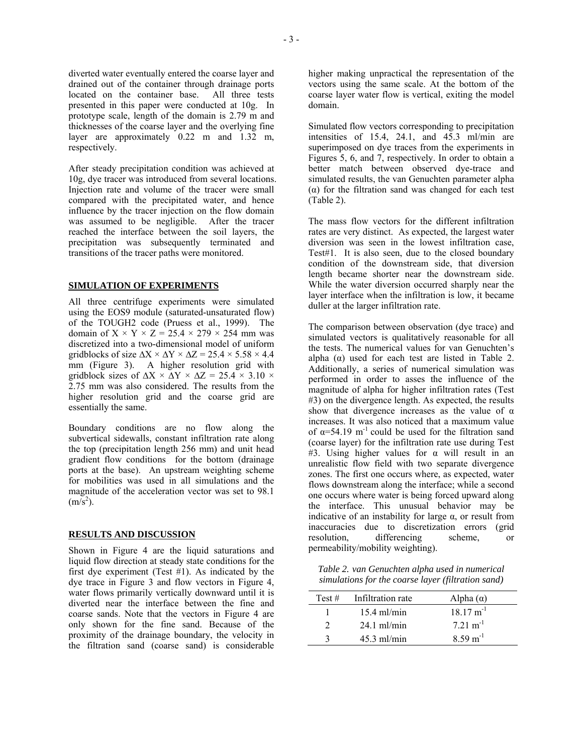diverted water eventually entered the coarse layer and drained out of the container through drainage ports located on the container base. All three tests presented in this paper were conducted at 10g. In prototype scale, length of the domain is 2.79 m and thicknesses of the coarse layer and the overlying fine layer are approximately 0.22 m and 1.32 m, respectively.

After steady precipitation condition was achieved at 10g, dye tracer was introduced from several locations. Injection rate and volume of the tracer were small compared with the precipitated water, and hence influence by the tracer injection on the flow domain was assumed to be negligible. After the tracer reached the interface between the soil layers, the precipitation was subsequently terminated and transitions of the tracer paths were monitored.

## SIMULATION OF EXPERIMENTS

All three centrifuge experiments were simulated using the EOS9 module (saturated-unsaturated flow) of the TOUGH2 code (Pruess et al., 1999). The domain of $X \times Y \times Z = 25.4 \times 279 \times 254$ mm was discretized into a two-dimensional model of uniform gridblocks of size $\Delta X \times \Delta Y \times \Delta Z = 25.4 \times 5.58 \times 4.4$ mm (Figure 3). A higher resolution grid with gridblock sizes of $\Delta X \times \Delta Y \times \Delta Z = 25.4 \times 3.10 \times 2.75$ mm was also considered. The results from the higher resolution grid and the coarse grid are essentially the same.

Boundary conditions are no flow along the subvertical sidewalls, constant infiltration rate along the top (precipitation length 256 mm) and unit head gradient flow conditions for the bottom (drainage ports at the base). An upstream weighting scheme for mobilities was used in all simulations and the magnitude of the acceleration vector was set to 98.1 ($m/s^2$).

## RESULTS AND DISCUSSION

Shown in Figure 4 are the liquid saturations and liquid flow direction at steady state conditions for the first dye experiment (Test #1). As indicated by the dye trace in Figure 3 and flow vectors in Figure 4, water flows primarily vertically downward until it is diverted near the interface between the fine and coarse sands. Note that the vectors in Figure 4 are only shown for the fine sand. Because of the proximity of the drainage boundary, the velocity in the filtration sand (coarse sand) is considerable higher making unpractical the representation of the vectors using the same scale. At the bottom of the coarse layer water flow is vertical, exiting the model domain.

Simulated flow vectors corresponding to precipitation intensities of 15.4, 24.1, and 45.3 ml/min are superimposed on dye traces from the experiments in Figures 5, 6, and 7, respectively. In order to obtain a better match between observed dye-trace and simulated results, the van Genuchten parameter alpha ($\alpha$) for the filtration sand was changed for each test (Table 2).

The mass flow vectors for the different infiltration rates are very distinct. As expected, the largest water diversion was seen in the lowest infiltration case, Test#1. It is also seen, due to the closed boundary condition of the downstream side, that diversion length became shorter near the downstream side. While the water diversion occurred sharply near the layer interface when the infiltration is low, it became duller at the larger infiltration rate.

The comparison between observation (dye trace) and simulated vectors is qualitatively reasonable for all the tests. The numerical values for van Genuchten's alpha ($\alpha$) used for each test are listed in Table 2. Additionally, a series of numerical simulation was performed in order to asses the influence of the magnitude of alpha for higher infiltration rates (Test #3) on the divergence length. As expected, the results show that divergence increases as the value of $\alpha$ increases. It was also noticed that a maximum value of $\alpha$=54.19 $m^{-1}$ could be used for the filtration sand (coarse layer) for the infiltration rate use during Test #3. Using higher values for $\alpha$ will result in an unrealistic flow field with two separate divergence zones. The first one occurs where, as expected, water flows downstream along the interface; while a second one occurs where water is being forced upward along the interface. This unusual behavior may be indicative of an instability for large $\alpha$, or result from inaccuracies due to discretization errors (grid resolution, differencing scheme, or permeability/mobility weighting).

*Table 2. van Genuchten alpha used in numerical simulations for the coarse layer (filtration sand)*

| Test # | Infiltration rate | Alpha ($\alpha$) |
|---|---|---|
| 1 | 15.4 ml/min | 18.17 $m^{-1}$ |
| 2 | 24.1 ml/min | 7.21 $m^{-1}$ |
| 3 | 45.3 ml/min | 8.59 $m^{-1}$ |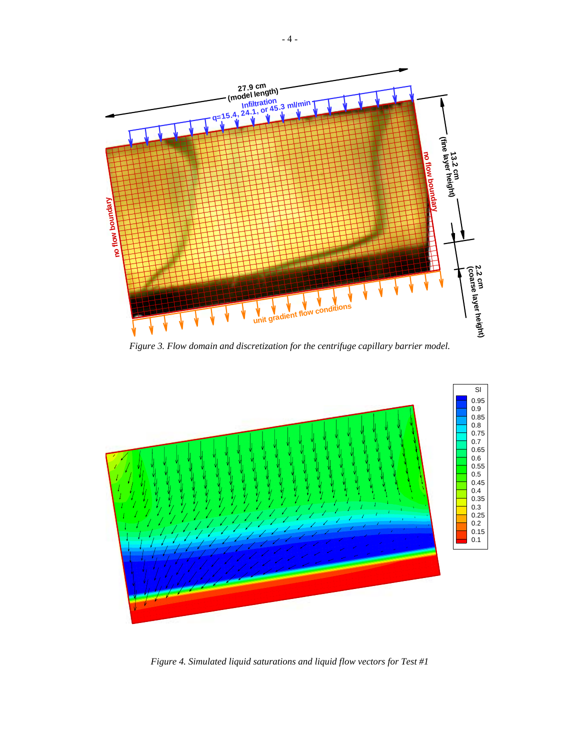*Figure 3. Flow domain and discretization for the centrifuge capillary barrier model.*

*Figure 4. Simulated liquid saturations and liquid flow vectors for Test #1*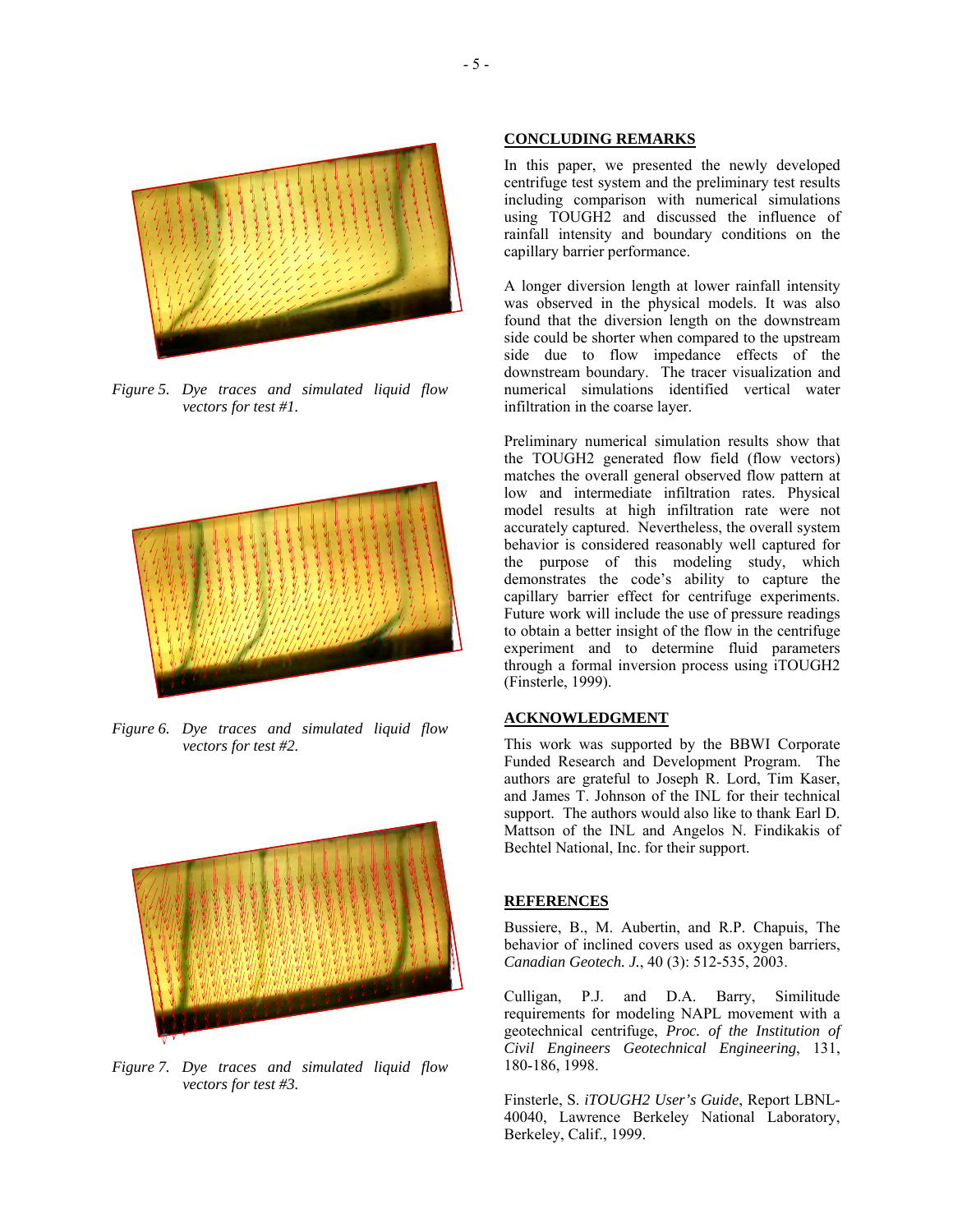*Figure 5. Dye traces and simulated liquid flow vectors for test #1.*

*Figure 6. Dye traces and simulated liquid flow vectors for test #2.*

*Figure 7. Dye traces and simulated liquid flow vectors for test #3.*

## CONCLUDING REMARKS

In this paper, we presented the newly developed centrifuge test system and the preliminary test results including comparison with numerical simulations using TOUGH2 and discussed the influence of rainfall intensity and boundary conditions on the capillary barrier performance.

A longer diversion length at lower rainfall intensity was observed in the physical models. It was also found that the diversion length on the downstream side could be shorter when compared to the upstream side due to flow impedance effects of the downstream boundary. The tracer visualization and numerical simulations identified vertical water infiltration in the coarse layer.

Preliminary numerical simulation results show that the TOUGH2 generated flow field (flow vectors) matches the overall general observed flow pattern at low and intermediate infiltration rates. Physical model results at high infiltration rate were not accurately captured. Nevertheless, the overall system behavior is considered reasonably well captured for the purpose of this modeling study, which demonstrates the code's ability to capture the capillary barrier effect for centrifuge experiments. Future work will include the use of pressure readings to obtain a better insight of the flow in the centrifuge experiment and to determine fluid parameters through a formal inversion process using iTOUGH2 (Finsterle, 1999).

## ACKNOWLEDGMENT

This work was supported by the BBWI Corporate Funded Research and Development Program. The authors are grateful to Joseph R. Lord, Tim Kaser, and James T. Johnson of the INL for their technical support. The authors would also like to thank Earl D. Mattson of the INL and Angelos N. Findikakis of Bechtel National, Inc. for their support.

## REFERENCES

Bussiere, B., M. Aubertin, and R.P. Chapuis, The behavior of inclined covers used as oxygen barriers, *Canadian Geotech. J.*, 40 (3): 512-535, 2003.

Culligan, P.J. and D.A. Barry, Similitude requirements for modeling NAPL movement with a geotechnical centrifuge, *Proc. of the Institution of Civil Engineers Geotechnical Engineering*, 131, 180-186, 1998.

Finsterle, S. *iTOUGH2 User's Guide*, Report LBNL-40040, Lawrence Berkeley National Laboratory, Berkeley, Calif., 1999.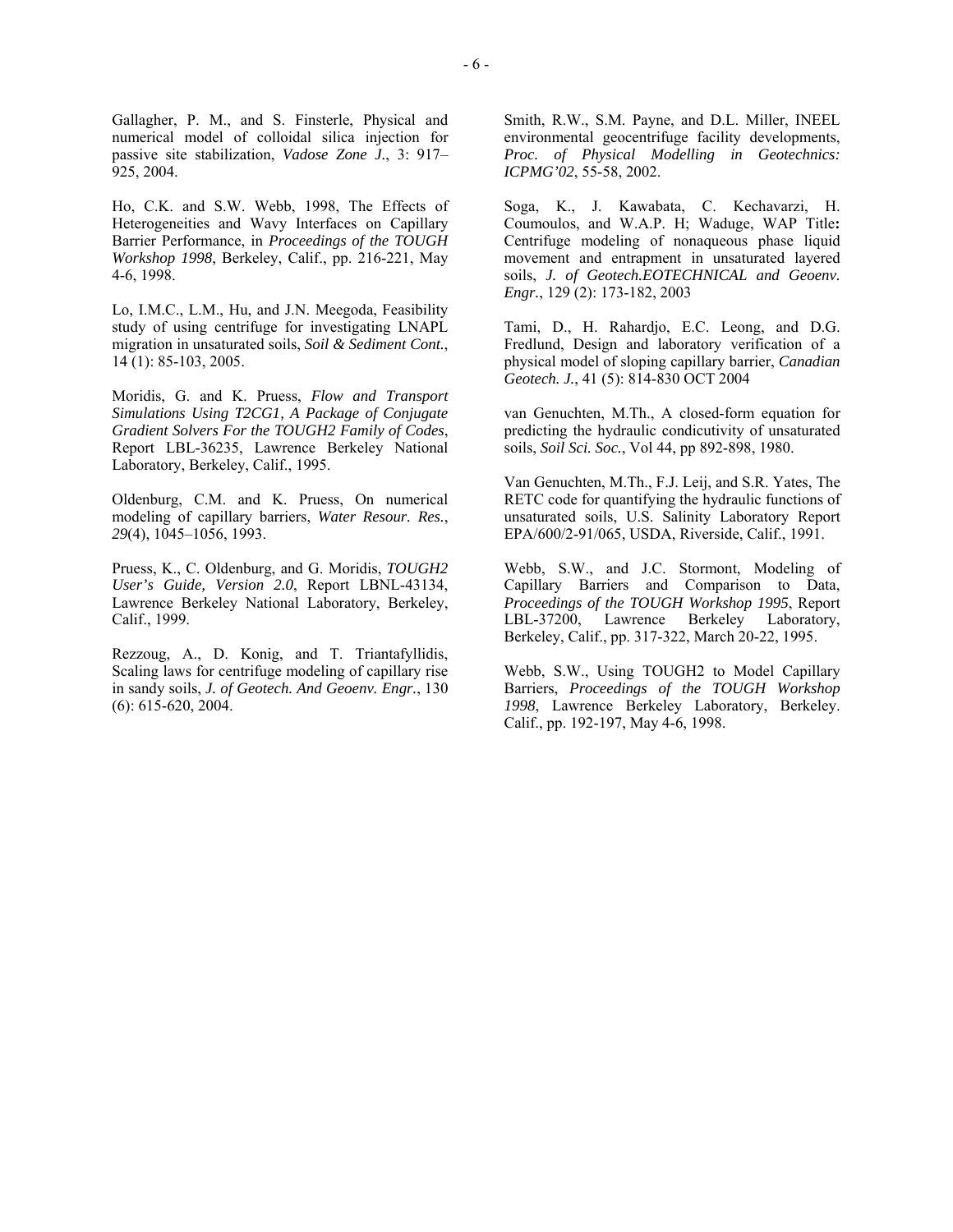Gallagher, P. M., and S. Finsterle, Physical and numerical model of colloidal silica injection for passive site stabilization, *Vadose Zone J.*, 3: 917–925, 2004.

Ho, C.K. and S.W. Webb, 1998, The Effects of Heterogeneities and Wavy Interfaces on Capillary Barrier Performance, in *Proceedings of the TOUGH Workshop 1998*, Berkeley, Calif., pp. 216-221, May 4-6, 1998.

Lo, I.M.C., L.M., Hu, and J.N. Meegoda, Feasibility study of using centrifuge for investigating LNAPL migration in unsaturated soils, *Soil & Sediment Cont.*, 14 (1): 85-103, 2005.

Moridis, G. and K. Pruess, *Flow and Transport Simulations Using T2CG1, A Package of Conjugate Gradient Solvers For the TOUGH2 Family of Codes*, Report LBL-36235, Lawrence Berkeley National Laboratory, Berkeley, Calif., 1995.

Oldenburg, C.M. and K. Pruess, On numerical modeling of capillary barriers, *Water Resour. Res.*, *29*(4), 1045–1056, 1993.

Pruess, K., C. Oldenburg, and G. Moridis, *TOUGH2 User's Guide, Version 2.0*, Report LBNL-43134, Lawrence Berkeley National Laboratory, Berkeley, Calif., 1999.

Rezzoug, A., D. Konig, and T. Triantafyllidis, Scaling laws for centrifuge modeling of capillary rise in sandy soils, *J. of Geotech. And Geoenv. Engr.*, 130 (6): 615-620, 2004.

Smith, R.W., S.M. Payne, and D.L. Miller, INEEL environmental geocentrifuge facility developments, *Proc. of Physical Modelling in Geotechnics: ICPMG'02*, 55-58, 2002.

Soga, K., J. Kawabata, C. Kechavarzi, H. Coumoulos, and W.A.P. H; Waduge, WAP Title**:** Centrifuge modeling of nonaqueous phase liquid movement and entrapment in unsaturated layered soils, *J. of Geotech.EOTECHNICAL and Geoenv. Engr.*, 129 (2): 173-182, 2003

Tami, D., H. Rahardjo, E.C. Leong, and D.G. Fredlund, Design and laboratory verification of a physical model of sloping capillary barrier, *Canadian Geotech. J.*, 41 (5): 814-830 OCT 2004

van Genuchten, M.Th., A closed-form equation for predicting the hydraulic condicutivity of unsaturated soils, *Soil Sci. Soc.*, Vol 44, pp 892-898, 1980.

Van Genuchten, M.Th., F.J. Leij, and S.R. Yates, The RETC code for quantifying the hydraulic functions of unsaturated soils, U.S. Salinity Laboratory Report EPA/600/2-91/065, USDA, Riverside, Calif., 1991.

Webb, S.W., and J.C. Stormont, Modeling of Capillary Barriers and Comparison to Data, *Proceedings of the TOUGH Workshop 1995*, Report LBL-37200, Lawrence Berkeley Laboratory, Berkeley, Calif., pp. 317-322, March 20-22, 1995.

Webb, S.W., Using TOUGH2 to Model Capillary Barriers, *Proceedings of the TOUGH Workshop 1998*, Lawrence Berkeley Laboratory, Berkeley. Calif., pp. 192-197, May 4-6, 1998.